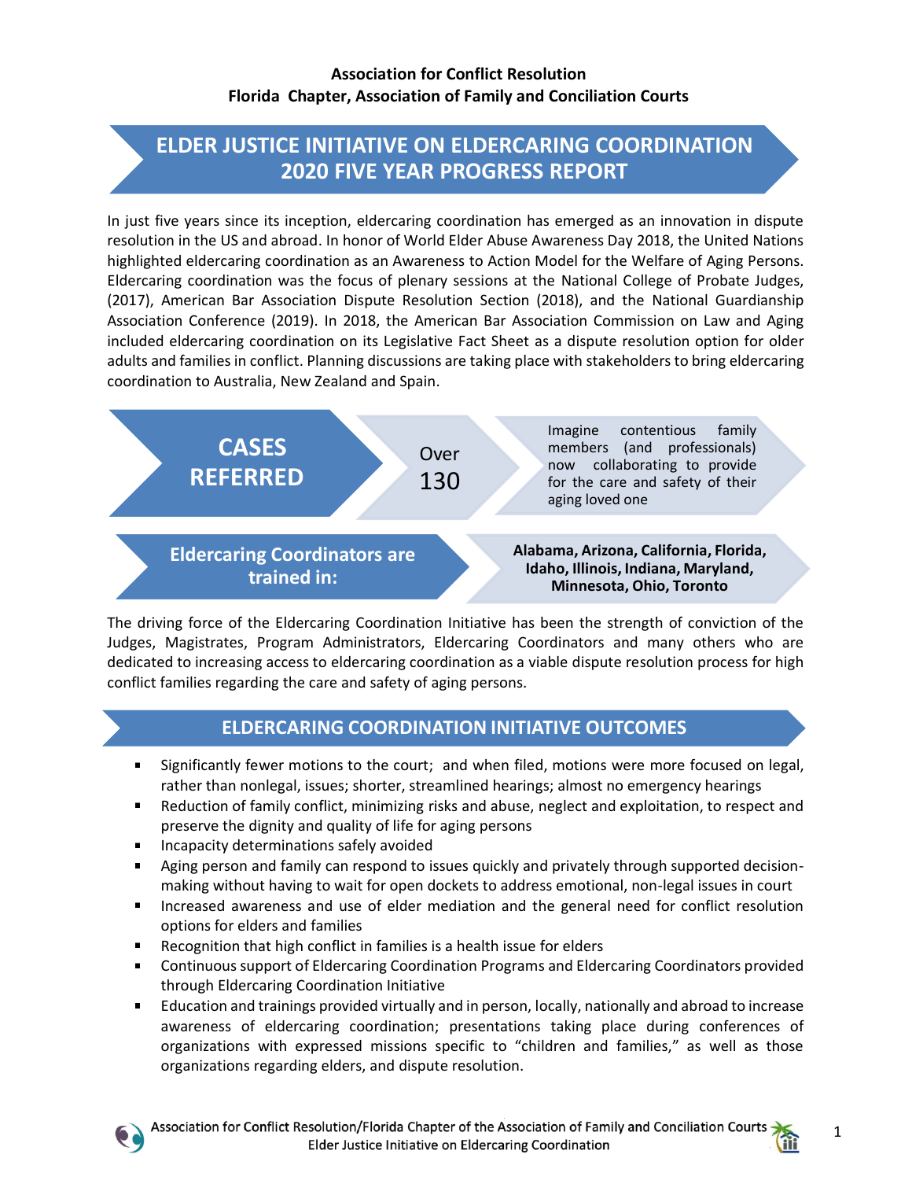**Association for Conflict Resolution**
**Florida Chapter, Association of Family and Conciliation Courts**

# ELDER JUSTICE INITIATIVE ON ELDERCARING COORDINATION 2020 FIVE YEAR PROGRESS REPORT

In just five years since its inception, eldercaring coordination has emerged as an innovation in dispute resolution in the US and abroad. In honor of World Elder Abuse Awareness Day 2018, the United Nations highlighted eldercaring coordination as an Awareness to Action Model for the Welfare of Aging Persons. Eldercaring coordination was the focus of plenary sessions at the National College of Probate Judges, (2017), American Bar Association Dispute Resolution Section (2018), and the National Guardianship Association Conference (2019). In 2018, the American Bar Association Commission on Law and Aging included eldercaring coordination on its Legislative Fact Sheet as a dispute resolution option for older adults and families in conflict. Planning discussions are taking place with stakeholders to bring eldercaring coordination to Australia, New Zealand and Spain.

## CASES REFERRED

Over 130

Imagine contentious family members (and professionals) now collaborating to provide for the care and safety of their aging loved one

## Eldercaring Coordinators are trained in:

**Alabama, Arizona, California, Florida, Idaho, Illinois, Indiana, Maryland, Minnesota, Ohio, Toronto**

The driving force of the Eldercaring Coordination Initiative has been the strength of conviction of the Judges, Magistrates, Program Administrators, Eldercaring Coordinators and many others who are dedicated to increasing access to eldercaring coordination as a viable dispute resolution process for high conflict families regarding the care and safety of aging persons.

## ELDERCARING COORDINATION INITIATIVE OUTCOMES

- Significantly fewer motions to the court; and when filed, motions were more focused on legal, rather than nonlegal, issues; shorter, streamlined hearings; almost no emergency hearings
- Reduction of family conflict, minimizing risks and abuse, neglect and exploitation, to respect and preserve the dignity and quality of life for aging persons
- Incapacity determinations safely avoided
- Aging person and family can respond to issues quickly and privately through supported decision-making without having to wait for open dockets to address emotional, non-legal issues in court
- Increased awareness and use of elder mediation and the general need for conflict resolution options for elders and families
- Recognition that high conflict in families is a health issue for elders
- Continuous support of Eldercaring Coordination Programs and Eldercaring Coordinators provided through Eldercaring Coordination Initiative
- Education and trainings provided virtually and in person, locally, nationally and abroad to increase awareness of eldercaring coordination; presentations taking place during conferences of organizations with expressed missions specific to "children and families," as well as those organizations regarding elders, and dispute resolution.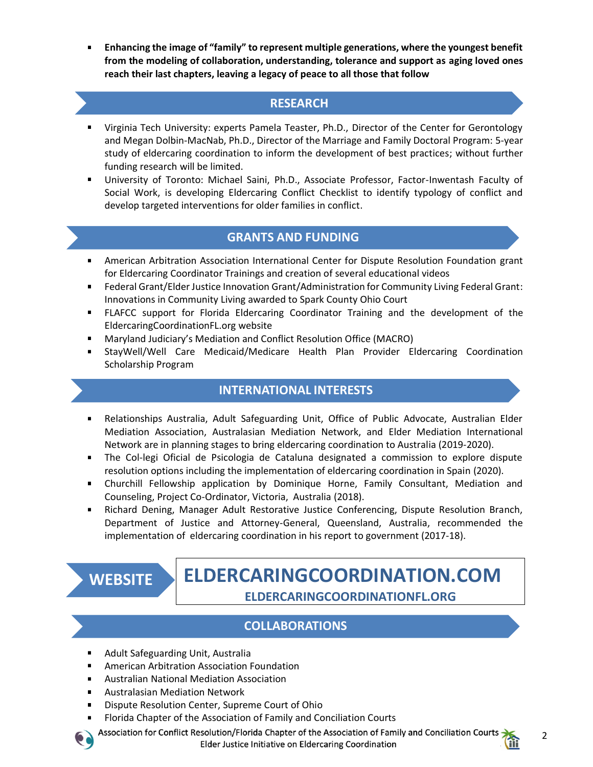- **Enhancing the image of "family" to represent multiple generations, where the youngest benefit from the modeling of collaboration, understanding, tolerance and support as aging loved ones reach their last chapters, leaving a legacy of peace to all those that follow**

## RESEARCH

- Virginia Tech University: experts Pamela Teaster, Ph.D., Director of the Center for Gerontology and Megan Dolbin-MacNab, Ph.D., Director of the Marriage and Family Doctoral Program: 5-year study of eldercaring coordination to inform the development of best practices; without further funding research will be limited.
- University of Toronto: Michael Saini, Ph.D., Associate Professor, Factor-Inwentash Faculty of Social Work, is developing Eldercaring Conflict Checklist to identify typology of conflict and develop targeted interventions for older families in conflict.

## GRANTS AND FUNDING

- American Arbitration Association International Center for Dispute Resolution Foundation grant for Eldercaring Coordinator Trainings and creation of several educational videos
- Federal Grant/Elder Justice Innovation Grant/Administration for Community Living Federal Grant: Innovations in Community Living awarded to Spark County Ohio Court
- FLAFCC support for Florida Eldercaring Coordinator Training and the development of the EldercaringCoordinationFL.org website
- Maryland Judiciary's Mediation and Conflict Resolution Office (MACRO)
- StayWell/Well Care Medicaid/Medicare Health Plan Provider Eldercaring Coordination Scholarship Program

## INTERNATIONAL INTERESTS

- Relationships Australia, Adult Safeguarding Unit, Office of Public Advocate, Australian Elder Mediation Association, Australasian Mediation Network, and Elder Mediation International Network are in planning stages to bring eldercaring coordination to Australia (2019-2020).
- The Col-legi Oficial de Psicologia de Cataluna designated a commission to explore dispute resolution options including the implementation of eldercaring coordination in Spain (2020).
- Churchill Fellowship application by Dominique Horne, Family Consultant, Mediation and Counseling, Project Co-Ordinator, Victoria, Australia (2018).
- Richard Dening, Manager Adult Restorative Justice Conferencing, Dispute Resolution Branch, Department of Justice and Attorney-General, Queensland, Australia, recommended the implementation of eldercaring coordination in his report to government (2017-18).

## WEBSITE

**ELDERCARINGCOORDINATION.COM**

**ELDERCARINGCOORDINATIONFL.ORG**

## COLLABORATIONS

- Adult Safeguarding Unit, Australia
- American Arbitration Association Foundation
- Australian National Mediation Association
- Australasian Mediation Network
- Dispute Resolution Center, Supreme Court of Ohio
- Florida Chapter of the Association of Family and Conciliation Courts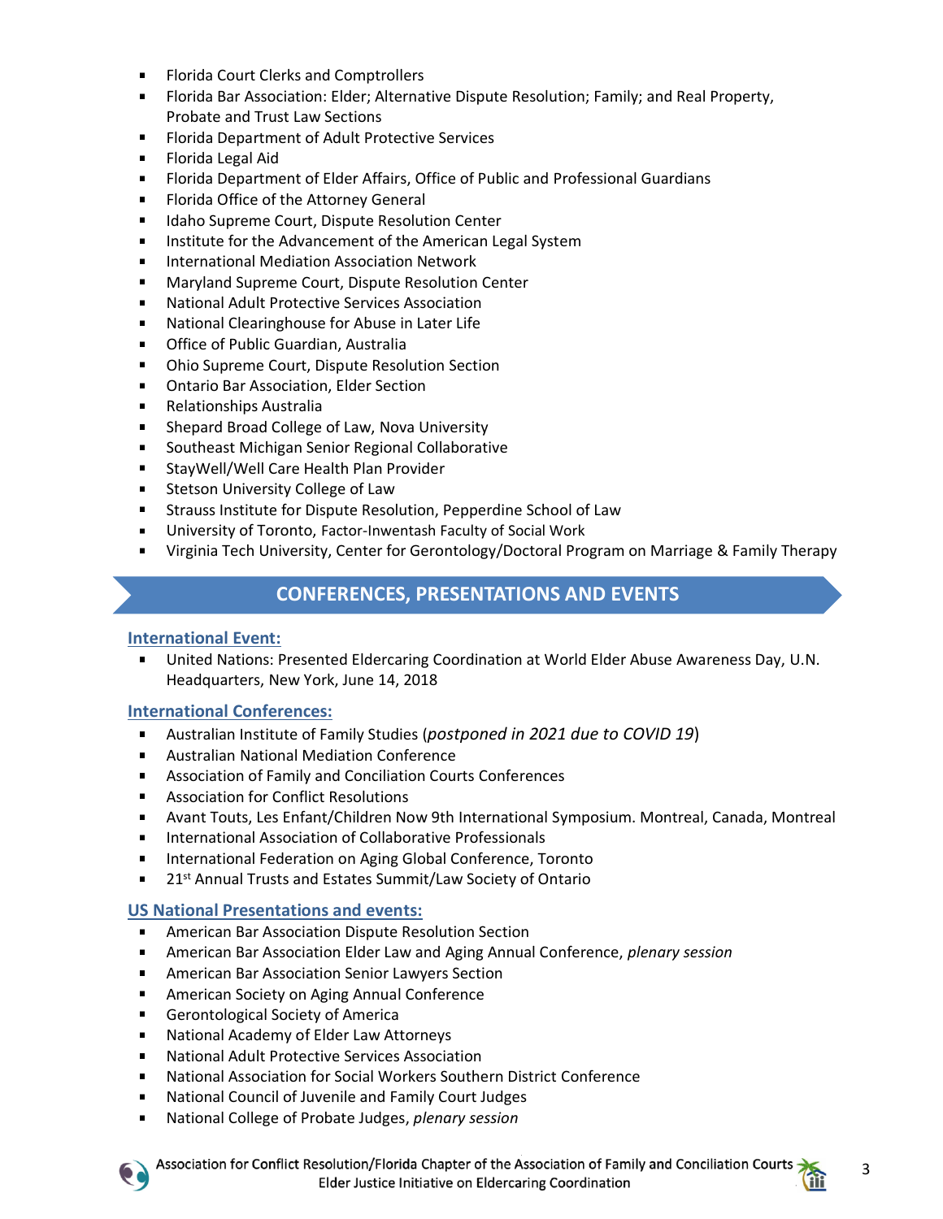- Florida Court Clerks and Comptrollers
- Florida Bar Association: Elder; Alternative Dispute Resolution; Family; and Real Property, Probate and Trust Law Sections
- Florida Department of Adult Protective Services
- Florida Legal Aid
- Florida Department of Elder Affairs, Office of Public and Professional Guardians
- Florida Office of the Attorney General
- Idaho Supreme Court, Dispute Resolution Center
- Institute for the Advancement of the American Legal System
- International Mediation Association Network
- Maryland Supreme Court, Dispute Resolution Center
- National Adult Protective Services Association
- National Clearinghouse for Abuse in Later Life
- Office of Public Guardian, Australia
- Ohio Supreme Court, Dispute Resolution Section
- Ontario Bar Association, Elder Section
- Relationships Australia
- Shepard Broad College of Law, Nova University
- Southeast Michigan Senior Regional Collaborative
- StayWell/Well Care Health Plan Provider
- Stetson University College of Law
- Strauss Institute for Dispute Resolution, Pepperdine School of Law
- University of Toronto, Factor-Inwentash Faculty of Social Work
- Virginia Tech University, Center for Gerontology/Doctoral Program on Marriage & Family Therapy

## CONFERENCES, PRESENTATIONS AND EVENTS

### International Event:

- United Nations: Presented Eldercaring Coordination at World Elder Abuse Awareness Day, U.N. Headquarters, New York, June 14, 2018

### International Conferences:

- Australian Institute of Family Studies (*postponed in 2021 due to COVID 19*)
- Australian National Mediation Conference
- Association of Family and Conciliation Courts Conferences
- Association for Conflict Resolutions
- Avant Touts, Les Enfant/Children Now 9th International Symposium. Montreal, Canada, Montreal
- International Association of Collaborative Professionals
- International Federation on Aging Global Conference, Toronto
- 21st Annual Trusts and Estates Summit/Law Society of Ontario

### US National Presentations and events:

- American Bar Association Dispute Resolution Section
- American Bar Association Elder Law and Aging Annual Conference, *plenary session*
- American Bar Association Senior Lawyers Section
- American Society on Aging Annual Conference
- Gerontological Society of America
- National Academy of Elder Law Attorneys
- National Adult Protective Services Association
- National Association for Social Workers Southern District Conference
- National Council of Juvenile and Family Court Judges
- National College of Probate Judges, *plenary session*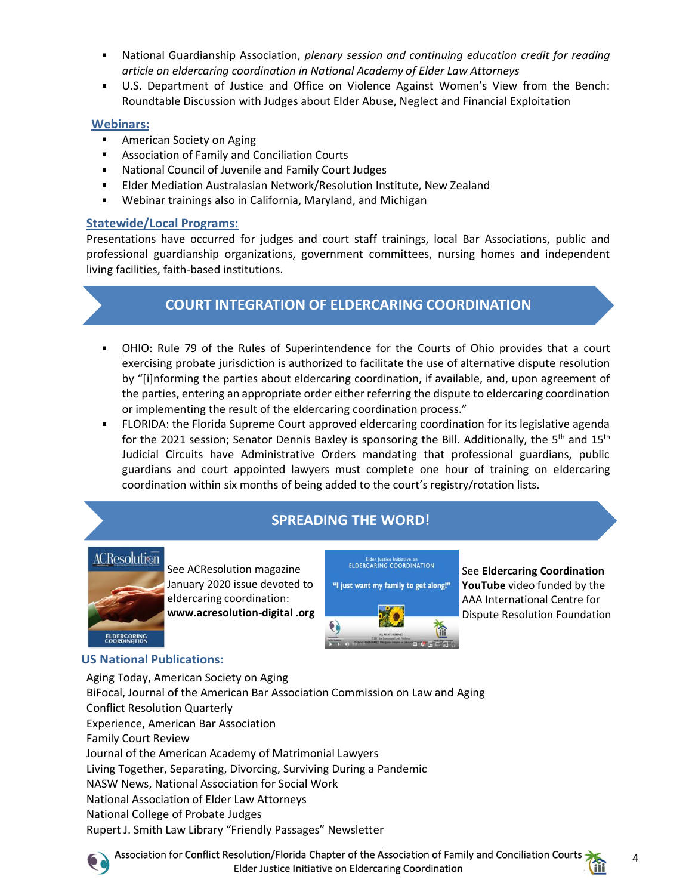- National Guardianship Association, *plenary session and continuing education credit for reading article on eldercaring coordination in National Academy of Elder Law Attorneys*
- U.S. Department of Justice and Office on Violence Against Women's View from the Bench: Roundtable Discussion with Judges about Elder Abuse, Neglect and Financial Exploitation

**Webinars:**

- American Society on Aging
- Association of Family and Conciliation Courts
- National Council of Juvenile and Family Court Judges
- Elder Mediation Australasian Network/Resolution Institute, New Zealand
- Webinar trainings also in California, Maryland, and Michigan

**Statewide/Local Programs:**

Presentations have occurred for judges and court staff trainings, local Bar Associations, public and professional guardianship organizations, government committees, nursing homes and independent living facilities, faith-based institutions.

## COURT INTEGRATION OF ELDERCARING COORDINATION

- OHIO: Rule 79 of the Rules of Superintendence for the Courts of Ohio provides that a court exercising probate jurisdiction is authorized to facilitate the use of alternative dispute resolution by "[i]nforming the parties about eldercaring coordination, if available, and, upon agreement of the parties, entering an appropriate order either referring the dispute to eldercaring coordination or implementing the result of the eldercaring coordination process."
- FLORIDA: the Florida Supreme Court approved eldercaring coordination for its legislative agenda for the 2021 session; Senator Dennis Baxley is sponsoring the Bill. Additionally, the 5th and 15th Judicial Circuits have Administrative Orders mandating that professional guardians, public guardians and court appointed lawyers must complete one hour of training on eldercaring coordination within six months of being added to the court's registry/rotation lists.

## SPREADING THE WORD!

See ACResolution magazine January 2020 issue devoted to eldercaring coordination: **www.acresolution-digital .org**

See **Eldercaring Coordination YouTube** video funded by the AAA International Centre for Dispute Resolution Foundation

**US National Publications:**

Aging Today, American Society on Aging
BiFocal, Journal of the American Bar Association Commission on Law and Aging
Conflict Resolution Quarterly
Experience, American Bar Association
Family Court Review
Journal of the American Academy of Matrimonial Lawyers
Living Together, Separating, Divorcing, Surviving During a Pandemic
NASW News, National Association for Social Work
National Association of Elder Law Attorneys
National College of Probate Judges
Rupert J. Smith Law Library "Friendly Passages" Newsletter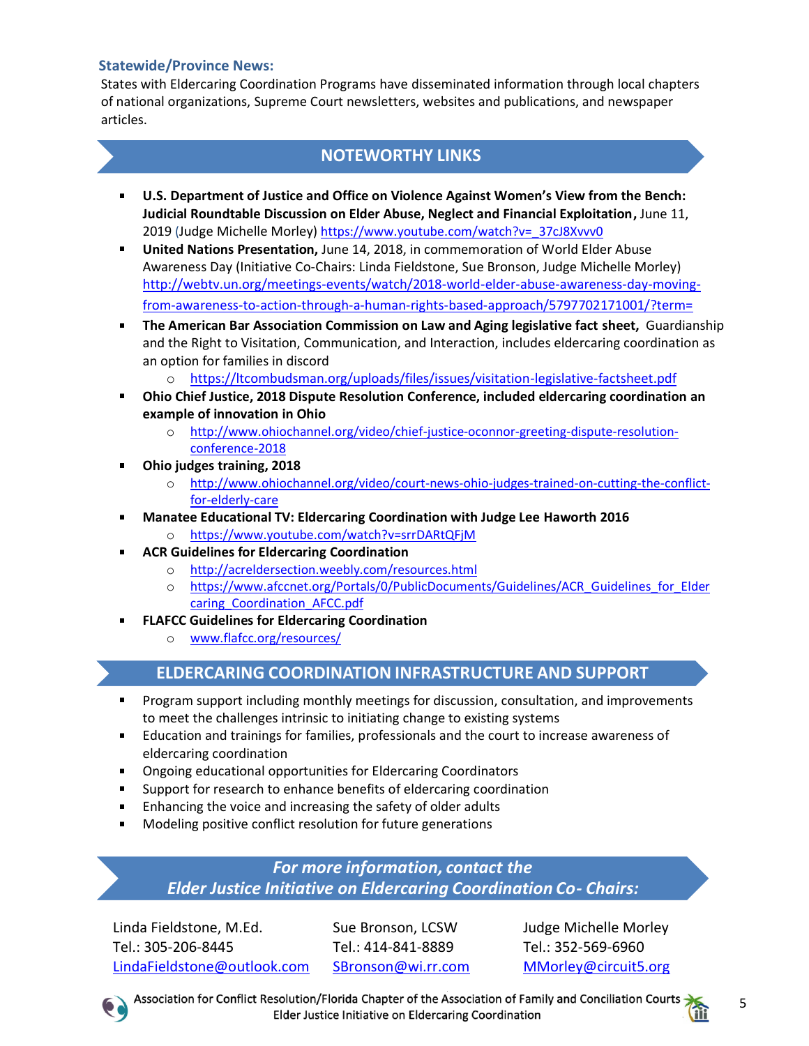### Statewide/Province News:

States with Eldercaring Coordination Programs have disseminated information through local chapters of national organizations, Supreme Court newsletters, websites and publications, and newspaper articles.

## NOTEWORTHY LINKS

- **U.S. Department of Justice and Office on Violence Against Women's View from the Bench: Judicial Roundtable Discussion on Elder Abuse, Neglect and Financial Exploitation,** June 11, 2019 (Judge Michelle Morley) https://www.youtube.com/watch?v=_37cJ8Xvvv0
- **United Nations Presentation,** June 14, 2018, in commemoration of World Elder Abuse Awareness Day (Initiative Co-Chairs: Linda Fieldstone, Sue Bronson, Judge Michelle Morley) http://webtv.un.org/meetings-events/watch/2018-world-elder-abuse-awareness-day-moving-from-awareness-to-action-through-a-human-rights-based-approach/5797702171001/?term=
- **The American Bar Association Commission on Law and Aging legislative fact sheet,** Guardianship and the Right to Visitation, Communication, and Interaction, includes eldercaring coordination as an option for families in discord
  - https://ltcombudsman.org/uploads/files/issues/visitation-legislative-factsheet.pdf
- **Ohio Chief Justice, 2018 Dispute Resolution Conference, included eldercaring coordination an example of innovation in Ohio**
  - http://www.ohiochannel.org/video/chief-justice-oconnor-greeting-dispute-resolution-conference-2018
- **Ohio judges training, 2018**
  - http://www.ohiochannel.org/video/court-news-ohio-judges-trained-on-cutting-the-conflict-for-elderly-care
- **Manatee Educational TV: Eldercaring Coordination with Judge Lee Haworth 2016**
  - https://www.youtube.com/watch?v=srrDARtQFjM
- **ACR Guidelines for Eldercaring Coordination**
  - http://acreldersection.weebly.com/resources.html
  - https://www.afccnet.org/Portals/0/PublicDocuments/Guidelines/ACR_Guidelines_for_Eldercaring_Coordination_AFCC.pdf
- **FLAFCC Guidelines for Eldercaring Coordination**
  - www.flafcc.org/resources/

## ELDERCARING COORDINATION INFRASTRUCTURE AND SUPPORT

- Program support including monthly meetings for discussion, consultation, and improvements to meet the challenges intrinsic to initiating change to existing systems
- Education and trainings for families, professionals and the court to increase awareness of eldercaring coordination
- Ongoing educational opportunities for Eldercaring Coordinators
- Support for research to enhance benefits of eldercaring coordination
- Enhancing the voice and increasing the safety of older adults
- Modeling positive conflict resolution for future generations

## *For more information, contact the Elder Justice Initiative on Eldercaring Coordination Co- Chairs:*

Linda Fieldstone, M.Ed.
Tel.: 305-206-8445
LindaFieldstone@outlook.com

Sue Bronson, LCSW
Tel.: 414-841-8889
SBronson@wi.rr.com

Judge Michelle Morley
Tel.: 352-569-6960
MMorley@circuit5.org

Association for Conflict Resolution/Florida Chapter of the Association of Family and Conciliation Courts
Elder Justice Initiative on Eldercaring Coordination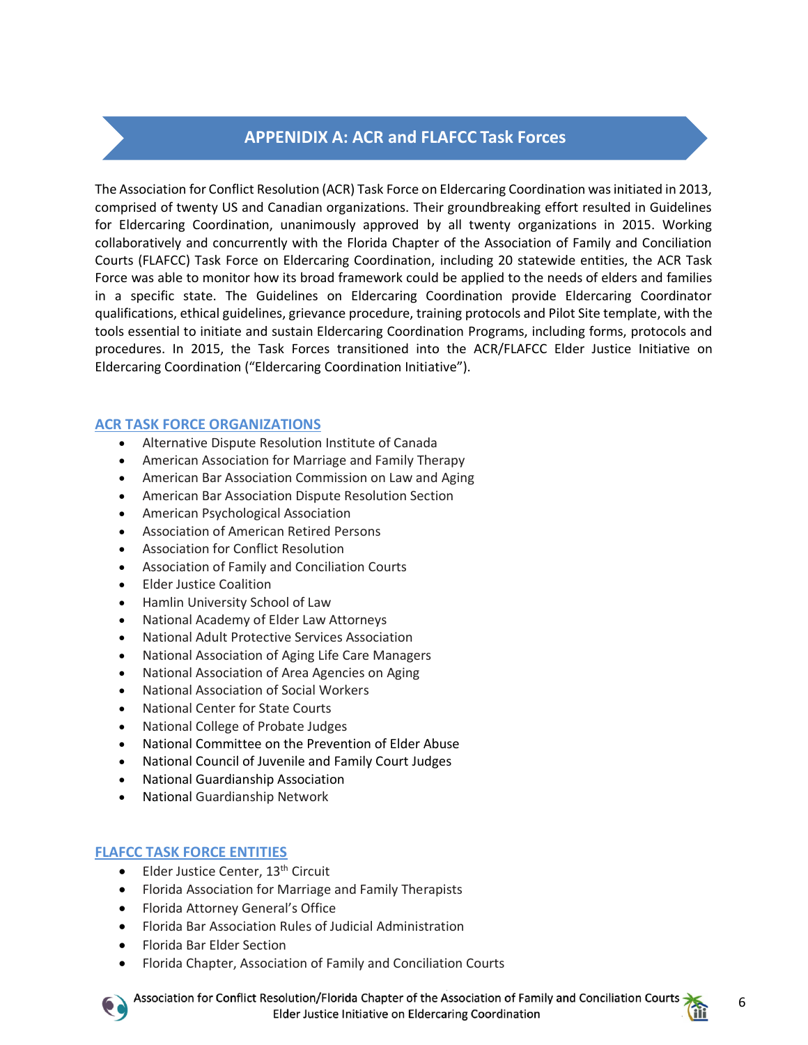# APPENIDIX A: ACR and FLAFCC Task Forces

The Association for Conflict Resolution (ACR) Task Force on Eldercaring Coordination was initiated in 2013, comprised of twenty US and Canadian organizations. Their groundbreaking effort resulted in Guidelines for Eldercaring Coordination, unanimously approved by all twenty organizations in 2015. Working collaboratively and concurrently with the Florida Chapter of the Association of Family and Conciliation Courts (FLAFCC) Task Force on Eldercaring Coordination, including 20 statewide entities, the ACR Task Force was able to monitor how its broad framework could be applied to the needs of elders and families in a specific state. The Guidelines on Eldercaring Coordination provide Eldercaring Coordinator qualifications, ethical guidelines, grievance procedure, training protocols and Pilot Site template, with the tools essential to initiate and sustain Eldercaring Coordination Programs, including forms, protocols and procedures. In 2015, the Task Forces transitioned into the ACR/FLAFCC Elder Justice Initiative on Eldercaring Coordination ("Eldercaring Coordination Initiative").

## ACR TASK FORCE ORGANIZATIONS

- Alternative Dispute Resolution Institute of Canada
- American Association for Marriage and Family Therapy
- American Bar Association Commission on Law and Aging
- American Bar Association Dispute Resolution Section
- American Psychological Association
- Association of American Retired Persons
- Association for Conflict Resolution
- Association of Family and Conciliation Courts
- Elder Justice Coalition
- Hamlin University School of Law
- National Academy of Elder Law Attorneys
- National Adult Protective Services Association
- National Association of Aging Life Care Managers
- National Association of Area Agencies on Aging
- National Association of Social Workers
- National Center for State Courts
- National College of Probate Judges
- National Committee on the Prevention of Elder Abuse
- National Council of Juvenile and Family Court Judges
- National Guardianship Association
- National Guardianship Network

## FLAFCC TASK FORCE ENTITIES

- Elder Justice Center, 13th Circuit
- Florida Association for Marriage and Family Therapists
- Florida Attorney General's Office
- Florida Bar Association Rules of Judicial Administration
- Florida Bar Elder Section
- Florida Chapter, Association of Family and Conciliation Courts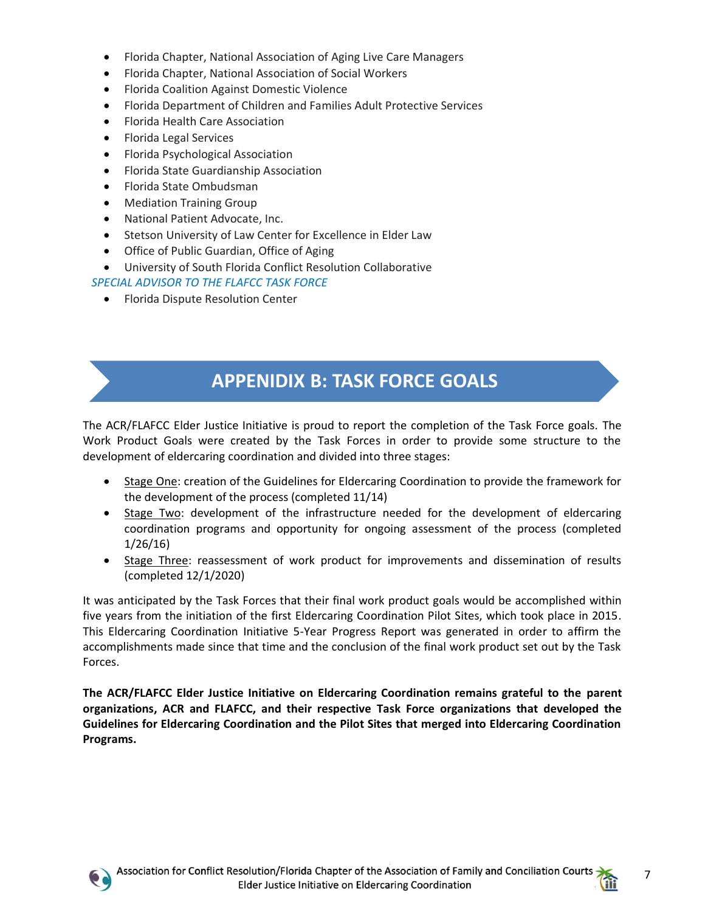- Florida Chapter, National Association of Aging Live Care Managers
- Florida Chapter, National Association of Social Workers
- Florida Coalition Against Domestic Violence
- Florida Department of Children and Families Adult Protective Services
- Florida Health Care Association
- Florida Legal Services
- Florida Psychological Association
- Florida State Guardianship Association
- Florida State Ombudsman
- Mediation Training Group
- National Patient Advocate, Inc.
- Stetson University of Law Center for Excellence in Elder Law
- Office of Public Guardian, Office of Aging
- University of South Florida Conflict Resolution Collaborative

*SPECIAL ADVISOR TO THE FLAFCC TASK FORCE*

- Florida Dispute Resolution Center

## APPENIDIX B: TASK FORCE GOALS

The ACR/FLAFCC Elder Justice Initiative is proud to report the completion of the Task Force goals. The Work Product Goals were created by the Task Forces in order to provide some structure to the development of eldercaring coordination and divided into three stages:

- Stage One: creation of the Guidelines for Eldercaring Coordination to provide the framework for the development of the process (completed 11/14)
- Stage Two: development of the infrastructure needed for the development of eldercaring coordination programs and opportunity for ongoing assessment of the process (completed 1/26/16)
- Stage Three: reassessment of work product for improvements and dissemination of results (completed 12/1/2020)

It was anticipated by the Task Forces that their final work product goals would be accomplished within five years from the initiation of the first Eldercaring Coordination Pilot Sites, which took place in 2015. This Eldercaring Coordination Initiative 5-Year Progress Report was generated in order to affirm the accomplishments made since that time and the conclusion of the final work product set out by the Task Forces.

**The ACR/FLAFCC Elder Justice Initiative on Eldercaring Coordination remains grateful to the parent organizations, ACR and FLAFCC, and their respective Task Force organizations that developed the Guidelines for Eldercaring Coordination and the Pilot Sites that merged into Eldercaring Coordination Programs.**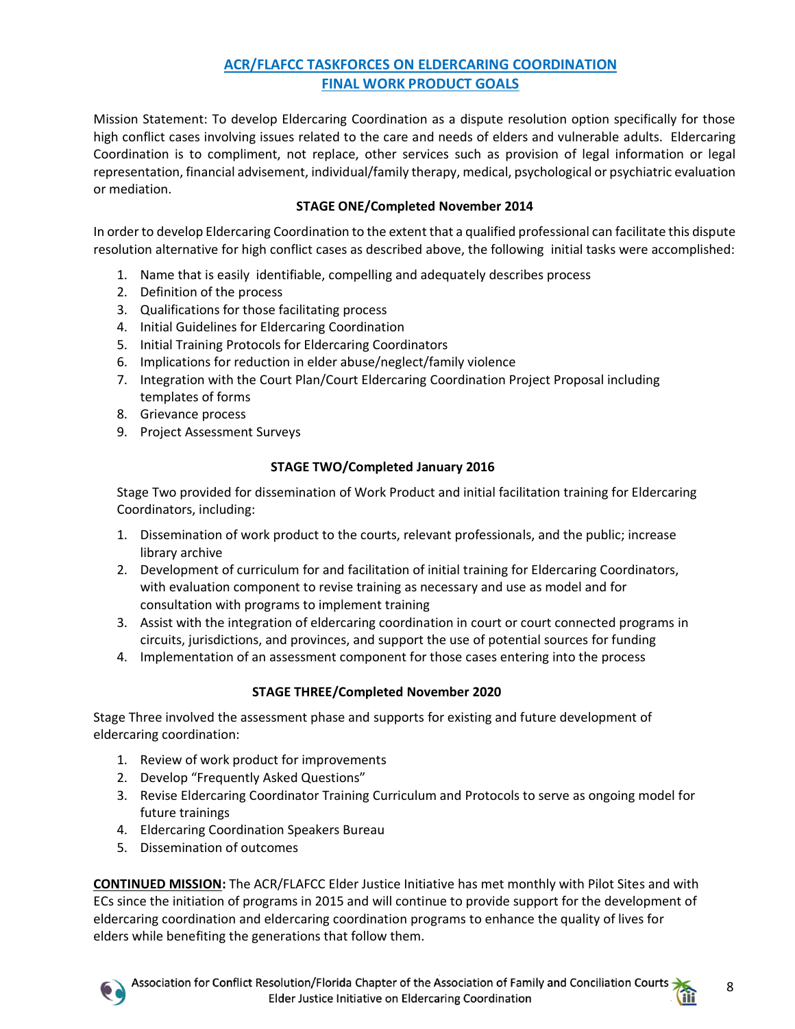## ACR/FLAFCC TASKFORCES ON ELDERCARING COORDINATION
## FINAL WORK PRODUCT GOALS

Mission Statement: To develop Eldercaring Coordination as a dispute resolution option specifically for those high conflict cases involving issues related to the care and needs of elders and vulnerable adults. Eldercaring Coordination is to compliment, not replace, other services such as provision of legal information or legal representation, financial advisement, individual/family therapy, medical, psychological or psychiatric evaluation or mediation.

### STAGE ONE/Completed November 2014

In order to develop Eldercaring Coordination to the extent that a qualified professional can facilitate this dispute resolution alternative for high conflict cases as described above, the following initial tasks were accomplished:

1. Name that is easily identifiable, compelling and adequately describes process
2. Definition of the process
3. Qualifications for those facilitating process
4. Initial Guidelines for Eldercaring Coordination
5. Initial Training Protocols for Eldercaring Coordinators
6. Implications for reduction in elder abuse/neglect/family violence
7. Integration with the Court Plan/Court Eldercaring Coordination Project Proposal including templates of forms
8. Grievance process
9. Project Assessment Surveys

### STAGE TWO/Completed January 2016

Stage Two provided for dissemination of Work Product and initial facilitation training for Eldercaring Coordinators, including:

1. Dissemination of work product to the courts, relevant professionals, and the public; increase library archive
2. Development of curriculum for and facilitation of initial training for Eldercaring Coordinators, with evaluation component to revise training as necessary and use as model and for consultation with programs to implement training
3. Assist with the integration of eldercaring coordination in court or court connected programs in circuits, jurisdictions, and provinces, and support the use of potential sources for funding
4. Implementation of an assessment component for those cases entering into the process

### STAGE THREE/Completed November 2020

Stage Three involved the assessment phase and supports for existing and future development of eldercaring coordination:

1. Review of work product for improvements
2. Develop "Frequently Asked Questions"
3. Revise Eldercaring Coordinator Training Curriculum and Protocols to serve as ongoing model for future trainings
4. Eldercaring Coordination Speakers Bureau
5. Dissemination of outcomes

**CONTINUED MISSION:** The ACR/FLAFCC Elder Justice Initiative has met monthly with Pilot Sites and with ECs since the initiation of programs in 2015 and will continue to provide support for the development of eldercaring coordination and eldercaring coordination programs to enhance the quality of lives for elders while benefiting the generations that follow them.